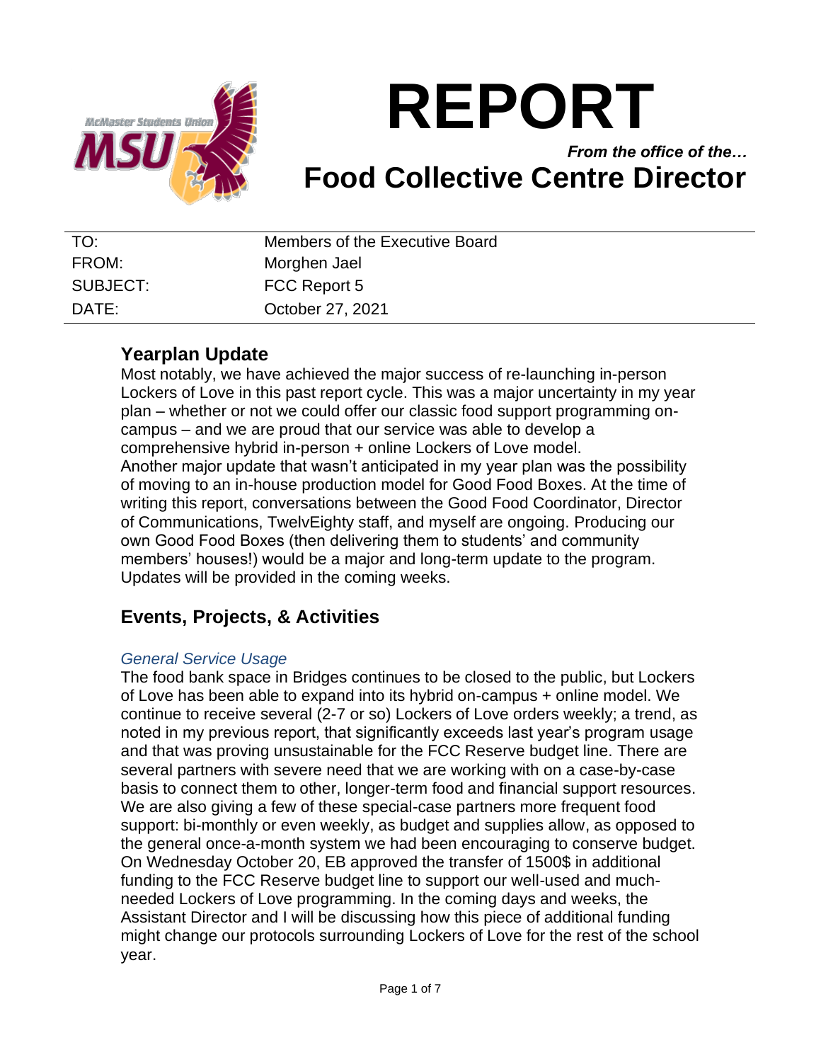# REPORT

*From the office of the…*

# Food Collective Centre Director

| TO: | Members of the Executive Board |
|---|---|
| FROM: | Morghen Jael |
| SUBJECT: | FCC Report 5 |
| DATE: | October 27, 2021 |

## Yearplan Update

Most notably, we have achieved the major success of re-launching in-person Lockers of Love in this past report cycle. This was a major uncertainty in my year plan – whether or not we could offer our classic food support programming on-campus – and we are proud that our service was able to develop a comprehensive hybrid in-person + online Lockers of Love model.

Another major update that wasn't anticipated in my year plan was the possibility of moving to an in-house production model for Good Food Boxes. At the time of writing this report, conversations between the Good Food Coordinator, Director of Communications, TwelvEighty staff, and myself are ongoing. Producing our own Good Food Boxes (then delivering them to students' and community members' houses!) would be a major and long-term update to the program. Updates will be provided in the coming weeks.

## Events, Projects, & Activities

### *General Service Usage*

The food bank space in Bridges continues to be closed to the public, but Lockers of Love has been able to expand into its hybrid on-campus + online model. We continue to receive several (2-7 or so) Lockers of Love orders weekly; a trend, as noted in my previous report, that significantly exceeds last year's program usage and that was proving unsustainable for the FCC Reserve budget line. There are several partners with severe need that we are working with on a case-by-case basis to connect them to other, longer-term food and financial support resources. We are also giving a few of these special-case partners more frequent food support: bi-monthly or even weekly, as budget and supplies allow, as opposed to the general once-a-month system we had been encouraging to conserve budget. On Wednesday October 20, EB approved the transfer of 1500$ in additional funding to the FCC Reserve budget line to support our well-used and much-needed Lockers of Love programming. In the coming days and weeks, the Assistant Director and I will be discussing how this piece of additional funding might change our protocols surrounding Lockers of Love for the rest of the school year.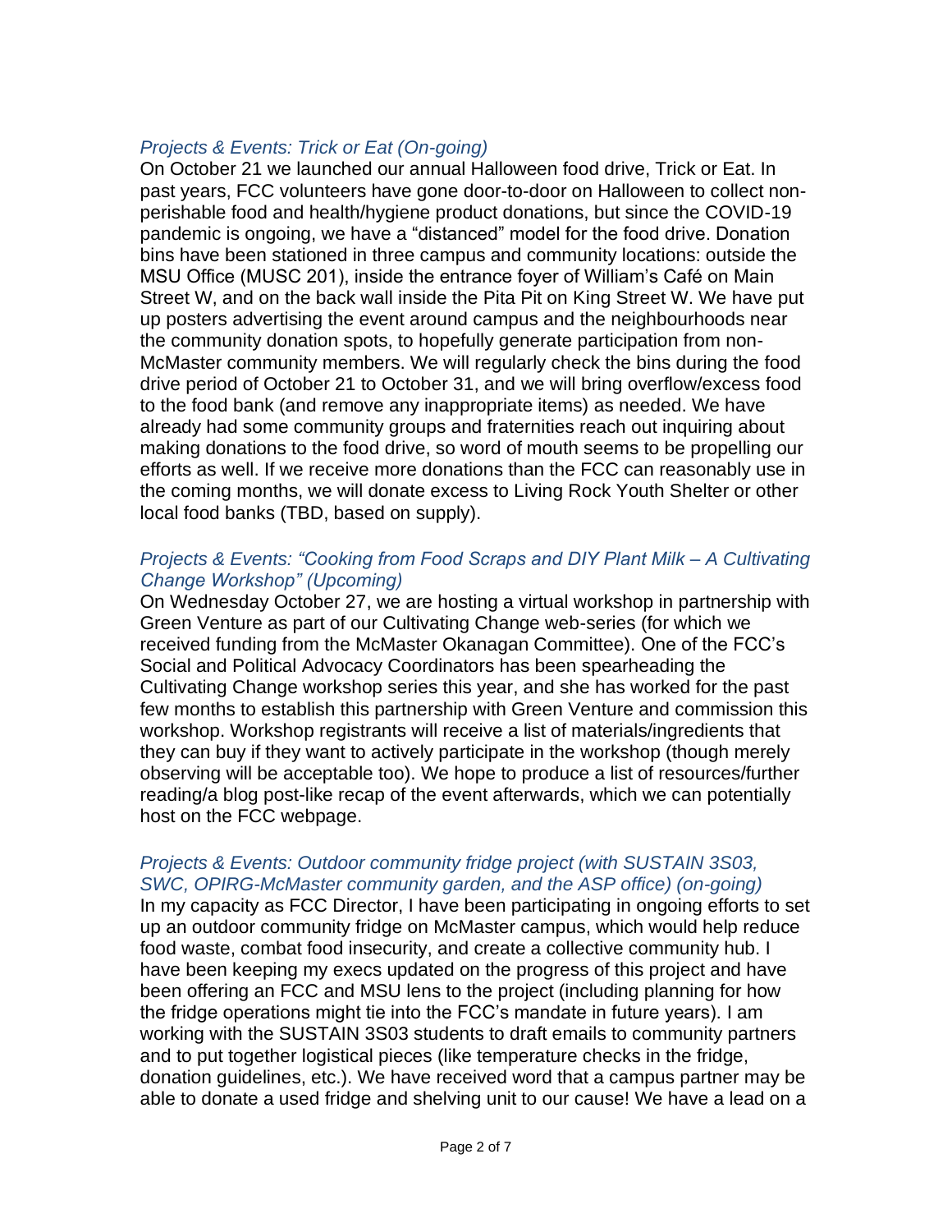### *Projects & Events: Trick or Eat (On-going)*

On October 21 we launched our annual Halloween food drive, Trick or Eat. In past years, FCC volunteers have gone door-to-door on Halloween to collect non-perishable food and health/hygiene product donations, but since the COVID-19 pandemic is ongoing, we have a "distanced" model for the food drive. Donation bins have been stationed in three campus and community locations: outside the MSU Office (MUSC 201), inside the entrance foyer of William's Café on Main Street W, and on the back wall inside the Pita Pit on King Street W. We have put up posters advertising the event around campus and the neighbourhoods near the community donation spots, to hopefully generate participation from non-McMaster community members. We will regularly check the bins during the food drive period of October 21 to October 31, and we will bring overflow/excess food to the food bank (and remove any inappropriate items) as needed. We have already had some community groups and fraternities reach out inquiring about making donations to the food drive, so word of mouth seems to be propelling our efforts as well. If we receive more donations than the FCC can reasonably use in the coming months, we will donate excess to Living Rock Youth Shelter or other local food banks (TBD, based on supply).

### *Projects & Events: "Cooking from Food Scraps and DIY Plant Milk – A Cultivating Change Workshop" (Upcoming)*

On Wednesday October 27, we are hosting a virtual workshop in partnership with Green Venture as part of our Cultivating Change web-series (for which we received funding from the McMaster Okanagan Committee). One of the FCC's Social and Political Advocacy Coordinators has been spearheading the Cultivating Change workshop series this year, and she has worked for the past few months to establish this partnership with Green Venture and commission this workshop. Workshop registrants will receive a list of materials/ingredients that they can buy if they want to actively participate in the workshop (though merely observing will be acceptable too). We hope to produce a list of resources/further reading/a blog post-like recap of the event afterwards, which we can potentially host on the FCC webpage.

### *Projects & Events: Outdoor community fridge project (with SUSTAIN 3S03, SWC, OPIRG-McMaster community garden, and the ASP office) (on-going)*

In my capacity as FCC Director, I have been participating in ongoing efforts to set up an outdoor community fridge on McMaster campus, which would help reduce food waste, combat food insecurity, and create a collective community hub. I have been keeping my execs updated on the progress of this project and have been offering an FCC and MSU lens to the project (including planning for how the fridge operations might tie into the FCC's mandate in future years). I am working with the SUSTAIN 3S03 students to draft emails to community partners and to put together logistical pieces (like temperature checks in the fridge, donation guidelines, etc.). We have received word that a campus partner may be able to donate a used fridge and shelving unit to our cause! We have a lead on a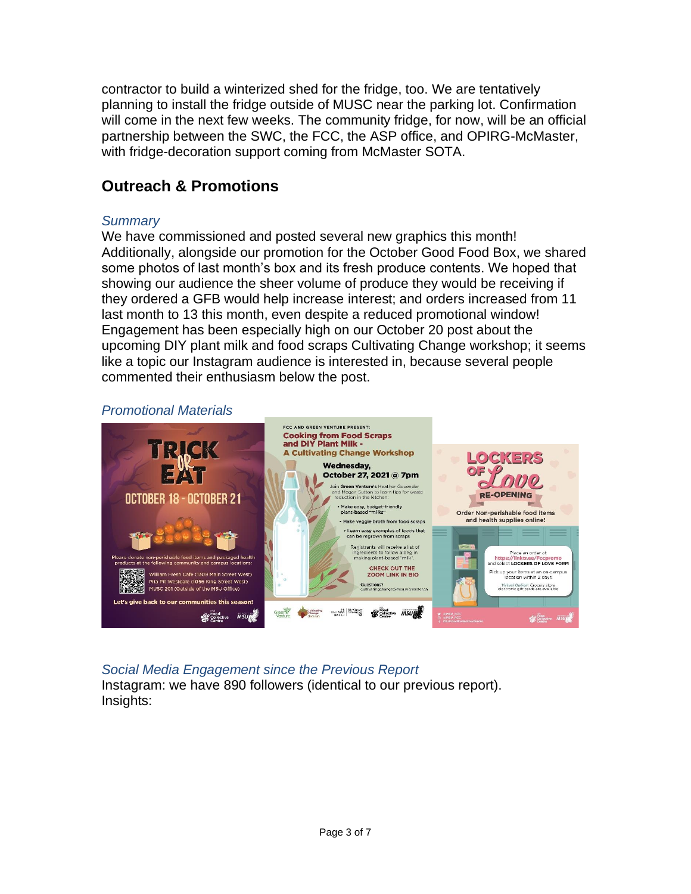contractor to build a winterized shed for the fridge, too. We are tentatively planning to install the fridge outside of MUSC near the parking lot. Confirmation will come in the next few weeks. The community fridge, for now, will be an official partnership between the SWC, the FCC, the ASP office, and OPIRG-McMaster, with fridge-decoration support coming from McMaster SOTA.

## Outreach & Promotions

### *Summary*

We have commissioned and posted several new graphics this month! Additionally, alongside our promotion for the October Good Food Box, we shared some photos of last month's box and its fresh produce contents. We hoped that showing our audience the sheer volume of produce they would be receiving if they ordered a GFB would help increase interest; and orders increased from 11 last month to 13 this month, even despite a reduced promotional window! Engagement has been especially high on our October 20 post about the upcoming DIY plant milk and food scraps Cultivating Change workshop; it seems like a topic our Instagram audience is interested in, because several people commented their enthusiasm below the post.

### *Promotional Materials*

### *Social Media Engagement since the Previous Report*

Instagram: we have 890 followers (identical to our previous report).
Insights: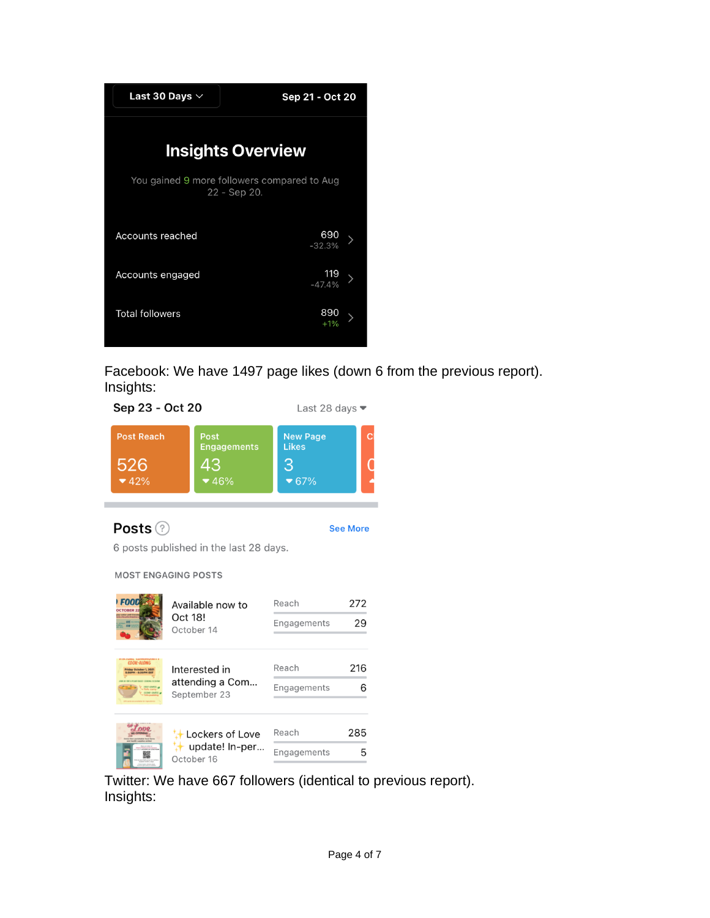Last 30 Days | Sep 21 - Oct 20

**Insights Overview**

You gained 9 more followers compared to Aug 22 - Sep 20.

| | |
|---|---|
| Accounts reached | 690 (-32.3%) |
| Accounts engaged | 119 (-47.4%) |
| Total followers | 890 (+1%) |

Facebook: We have 1497 page likes (down 6 from the previous report).
Insights:

Sep 23 - Oct 20 — Last 28 days

| Post Reach | Post Engagements | New Page Likes |
|---|---|---|
| 526 (▼42%) | 43 (▼46%) | 3 (▼67%) |

**Posts**

6 posts published in the last 28 days.

MOST ENGAGING POSTS

| Post | Date | Reach | Engagements |
|---|---|---|---|
| Available now to Oct 18! | October 14 | 272 | 29 |
| Interested in attending a Com... | September 23 | 216 | 6 |
| ✨Lockers of Love ✨ update! In-per... | October 16 | 285 | 5 |

Twitter: We have 667 followers (identical to previous report).
Insights: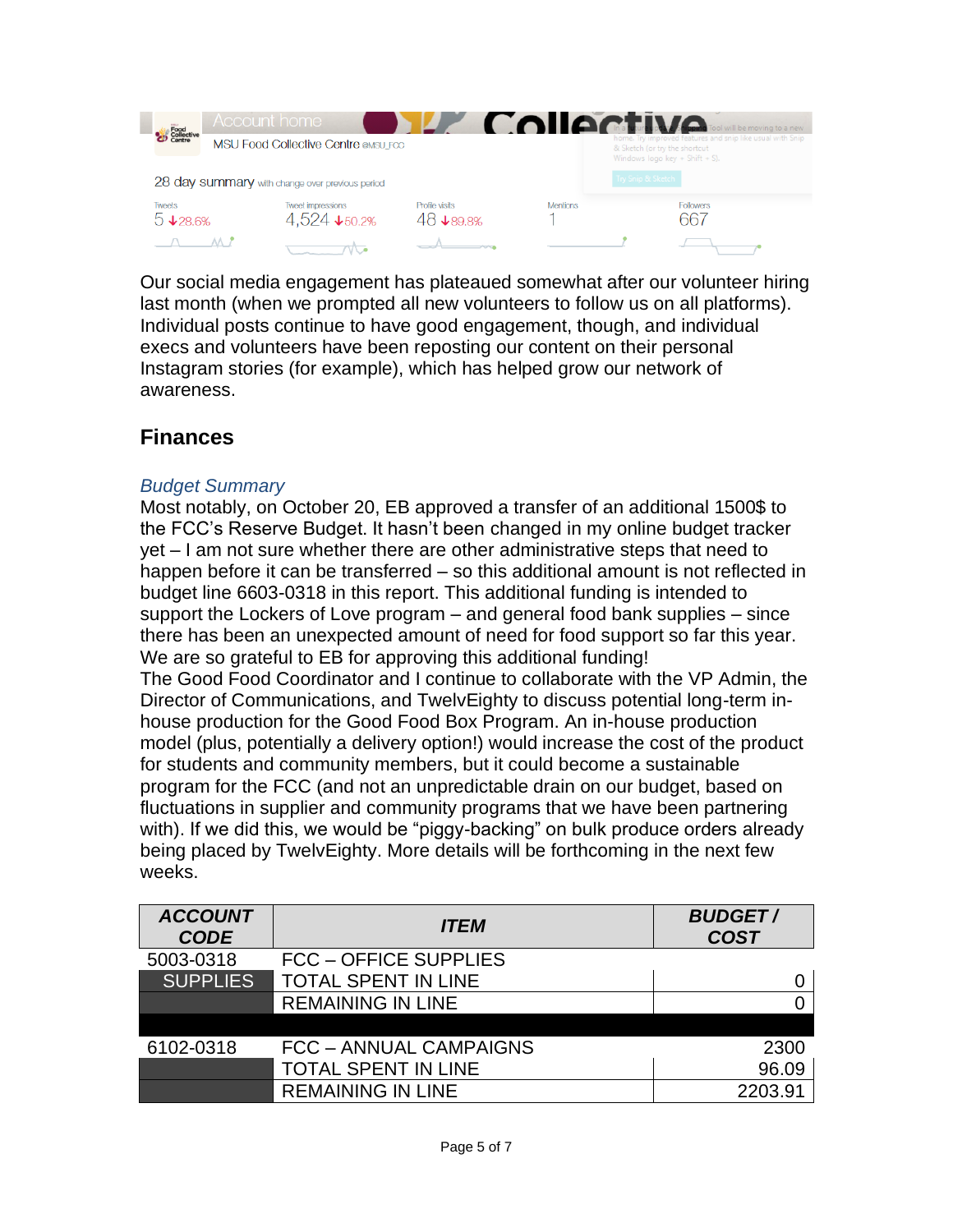Our social media engagement has plateaued somewhat after our volunteer hiring last month (when we prompted all new volunteers to follow us on all platforms). Individual posts continue to have good engagement, though, and individual execs and volunteers have been reposting our content on their personal Instagram stories (for example), which has helped grow our network of awareness.

## Finances

### *Budget Summary*

Most notably, on October 20, EB approved a transfer of an additional 1500$ to the FCC's Reserve Budget. It hasn't been changed in my online budget tracker yet – I am not sure whether there are other administrative steps that need to happen before it can be transferred – so this additional amount is not reflected in budget line 6603-0318 in this report. This additional funding is intended to support the Lockers of Love program – and general food bank supplies – since there has been an unexpected amount of need for food support so far this year. We are so grateful to EB for approving this additional funding!

The Good Food Coordinator and I continue to collaborate with the VP Admin, the Director of Communications, and TwelvEighty to discuss potential long-term in-house production for the Good Food Box Program. An in-house production model (plus, potentially a delivery option!) would increase the cost of the product for students and community members, but it could become a sustainable program for the FCC (and not an unpredictable drain on our budget, based on fluctuations in supplier and community programs that we have been partnering with). If we did this, we would be "piggy-backing" on bulk produce orders already being placed by TwelvEighty. More details will be forthcoming in the next few weeks.

| ACCOUNT CODE | ITEM | BUDGET / COST |
|---|---|---|
| 5003-0318 | FCC – OFFICE SUPPLIES | |
| SUPPLIES | TOTAL SPENT IN LINE | 0 |
| | REMAINING IN LINE | 0 |
| | | |
| 6102-0318 | FCC – ANNUAL CAMPAIGNS | 2300 |
| | TOTAL SPENT IN LINE | 96.09 |
| | REMAINING IN LINE | 2203.91 |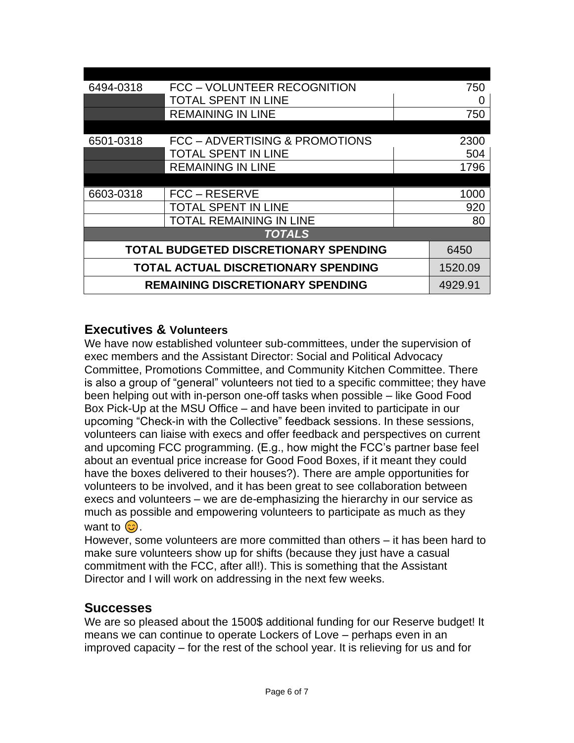| | | |
|---|---|---|
| 6494-0318 | FCC – VOLUNTEER RECOGNITION | 750 |
| | TOTAL SPENT IN LINE | 0 |
| | REMAINING IN LINE | 750 |
| | | |
| 6501-0318 | FCC – ADVERTISING & PROMOTIONS | 2300 |
| | TOTAL SPENT IN LINE | 504 |
| | REMAINING IN LINE | 1796 |
| | | |
| 6603-0318 | FCC – RESERVE | 1000 |
| | TOTAL SPENT IN LINE | 920 |
| | TOTAL REMAINING IN LINE | 80 |
| | ***TOTALS*** | |
| | **TOTAL BUDGETED DISCRETIONARY SPENDING** | 6450 |
| | **TOTAL ACTUAL DISCRETIONARY SPENDING** | 1520.09 |
| | **REMAINING DISCRETIONARY SPENDING** | 4929.91 |

## Executives & Volunteers

We have now established volunteer sub-committees, under the supervision of exec members and the Assistant Director: Social and Political Advocacy Committee, Promotions Committee, and Community Kitchen Committee. There is also a group of "general" volunteers not tied to a specific committee; they have been helping out with in-person one-off tasks when possible – like Good Food Box Pick-Up at the MSU Office – and have been invited to participate in our upcoming "Check-in with the Collective" feedback sessions. In these sessions, volunteers can liaise with execs and offer feedback and perspectives on current and upcoming FCC programming. (E.g., how might the FCC's partner base feel about an eventual price increase for Good Food Boxes, if it meant they could have the boxes delivered to their houses?). There are ample opportunities for volunteers to be involved, and it has been great to see collaboration between execs and volunteers – we are de-emphasizing the hierarchy in our service as much as possible and empowering volunteers to participate as much as they want to 😊.

However, some volunteers are more committed than others – it has been hard to make sure volunteers show up for shifts (because they just have a casual commitment with the FCC, after all!). This is something that the Assistant Director and I will work on addressing in the next few weeks.

## Successes

We are so pleased about the 1500$ additional funding for our Reserve budget! It means we can continue to operate Lockers of Love – perhaps even in an improved capacity – for the rest of the school year. It is relieving for us and for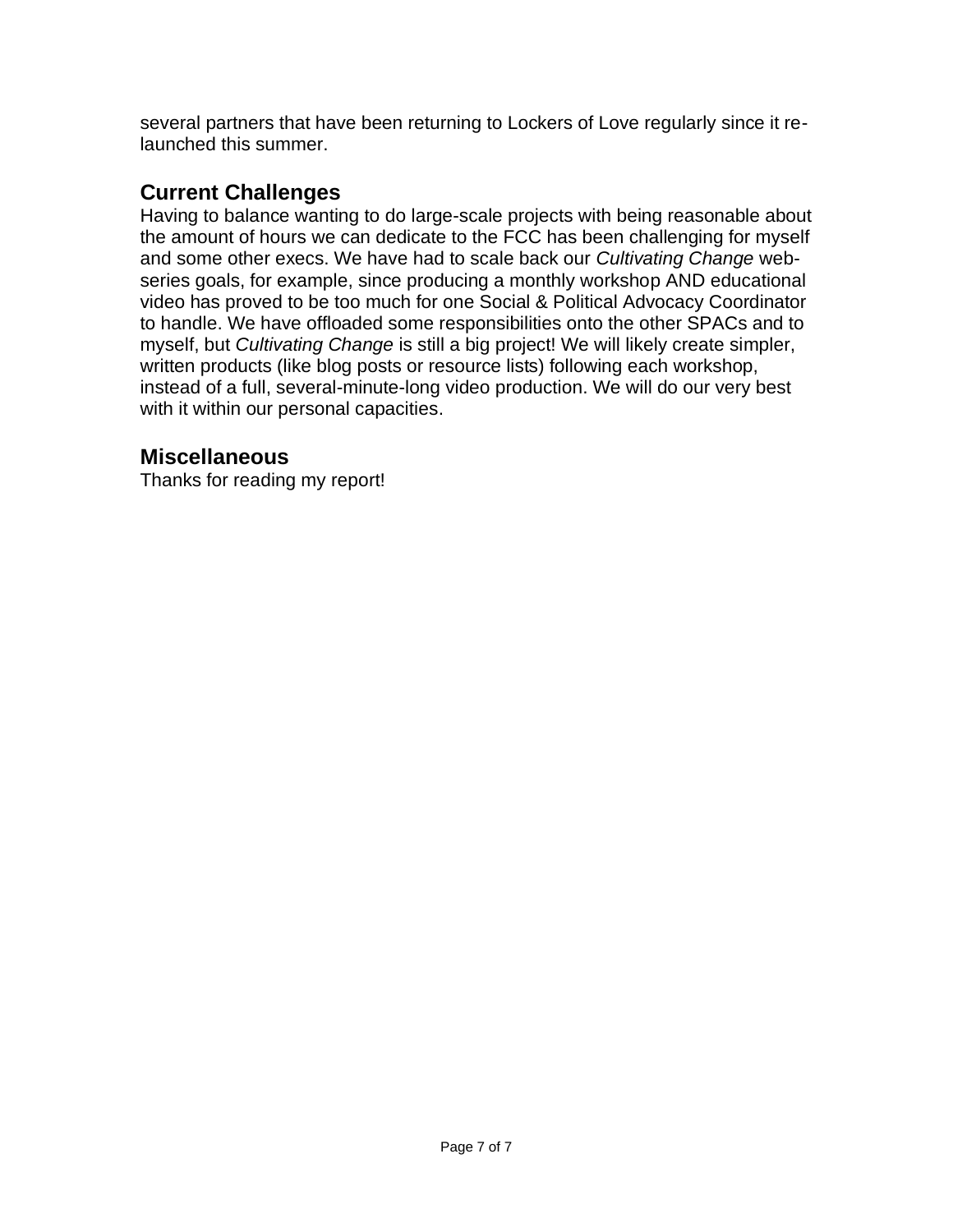several partners that have been returning to Lockers of Love regularly since it re-launched this summer.

## Current Challenges

Having to balance wanting to do large-scale projects with being reasonable about the amount of hours we can dedicate to the FCC has been challenging for myself and some other execs. We have had to scale back our *Cultivating Change* web-series goals, for example, since producing a monthly workshop AND educational video has proved to be too much for one Social & Political Advocacy Coordinator to handle. We have offloaded some responsibilities onto the other SPACs and to myself, but *Cultivating Change* is still a big project! We will likely create simpler, written products (like blog posts or resource lists) following each workshop, instead of a full, several-minute-long video production. We will do our very best with it within our personal capacities.

## Miscellaneous

Thanks for reading my report!